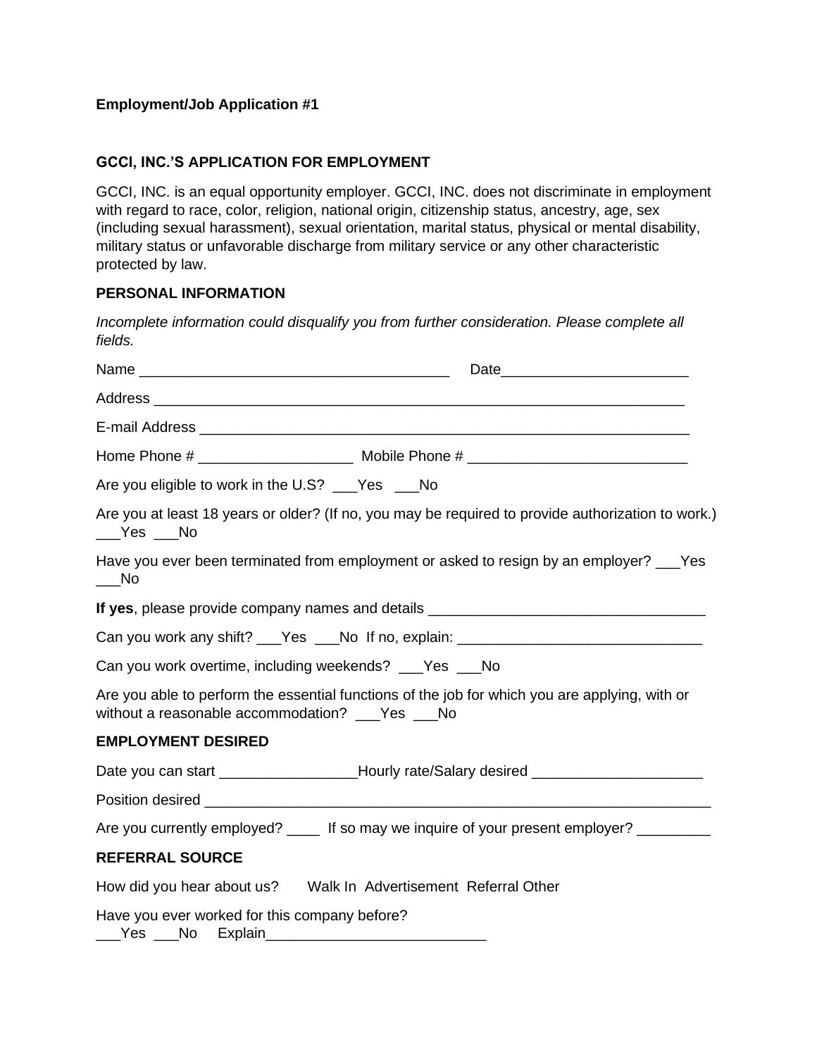**Employment/Job Application #1**

## GCCI, INC.'S APPLICATION FOR EMPLOYMENT

GCCI, INC. is an equal opportunity employer. GCCI, INC. does not discriminate in employment with regard to race, color, religion, national origin, citizenship status, ancestry, age, sex (including sexual harassment), sexual orientation, marital status, physical or mental disability, military status or unfavorable discharge from military service or any other characteristic protected by law.

### PERSONAL INFORMATION

*Incomplete information could disqualify you from further consideration. Please complete all fields.*

Name ______________________________________ Date_______________________

Address ________________________________________________________________

E-mail Address ___________________________________________________________

Home Phone # ___________________ Mobile Phone # ___________________________

Are you eligible to work in the U.S? ___Yes ___No

Are you at least 18 years or older? (If no, you may be required to provide authorization to work.) ___Yes ___No

Have you ever been terminated from employment or asked to resign by an employer? ___Yes ___No

**If yes**, please provide company names and details _________________________________

Can you work any shift? ___Yes ___No If no, explain: ______________________________

Can you work overtime, including weekends? ___Yes ___No

Are you able to perform the essential functions of the job for which you are applying, with or without a reasonable accommodation? ___Yes ___No

### EMPLOYMENT DESIRED

Date you can start _________________Hourly rate/Salary desired _____________________

Position desired _________________________________________________________________

Are you currently employed? ____ If so may we inquire of your present employer? _________

### REFERRAL SOURCE

How did you hear about us? Walk In Advertisement Referral Other

Have you ever worked for this company before?
___Yes ___No Explain___________________________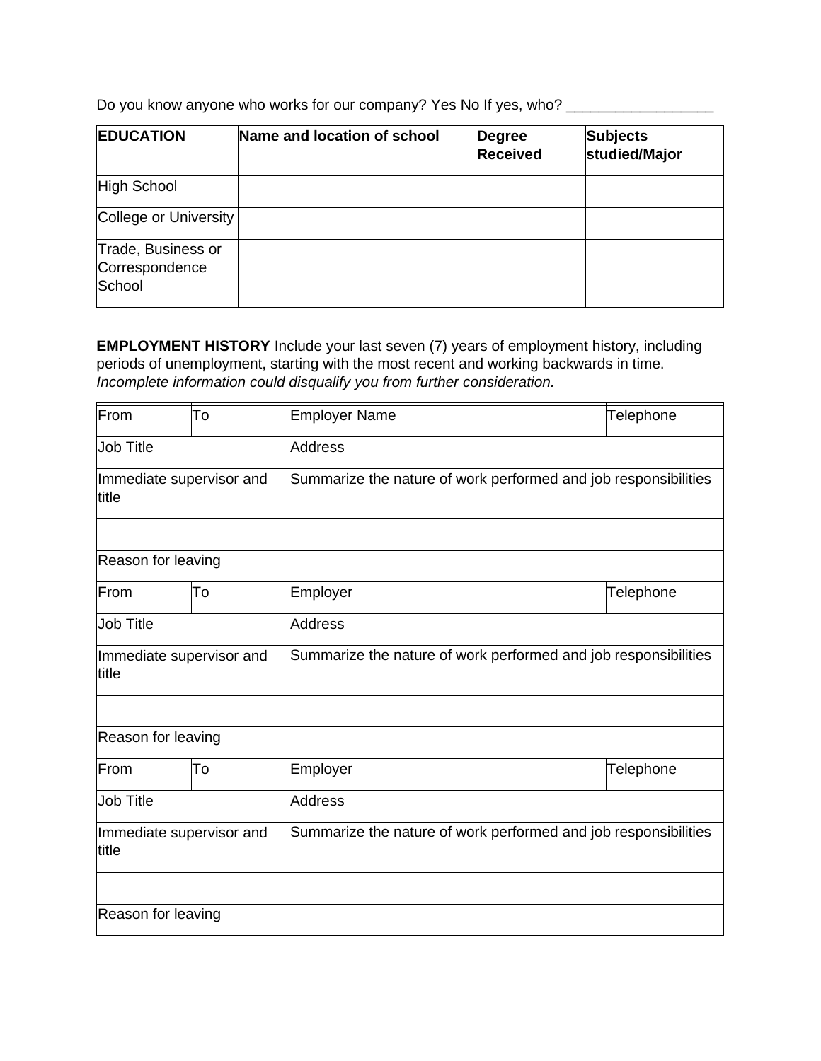Do you know anyone who works for our company? Yes No If yes, who? __________________

| **EDUCATION** | **Name and location of school** | **Degree Received** | **Subjects studied/Major** |
|---|---|---|---|
| High School | | | |
| College or University | | | |
| Trade, Business or Correspondence School | | | |

**EMPLOYMENT HISTORY** Include your last seven (7) years of employment history, including periods of unemployment, starting with the most recent and working backwards in time. *Incomplete information could disqualify you from further consideration.*

| From | To | Employer Name | Telephone |
|---|---|---|---|
| Job Title | | Address | |
| Immediate supervisor and title | | Summarize the nature of work performed and job responsibilities | |
| | | | |
| Reason for leaving | | | |
| From | To | Employer | Telephone |
| Job Title | | Address | |
| Immediate supervisor and title | | Summarize the nature of work performed and job responsibilities | |
| | | | |
| Reason for leaving | | | |
| From | To | Employer | Telephone |
| Job Title | | Address | |
| Immediate supervisor and title | | Summarize the nature of work performed and job responsibilities | |
| | | | |
| Reason for leaving | | | |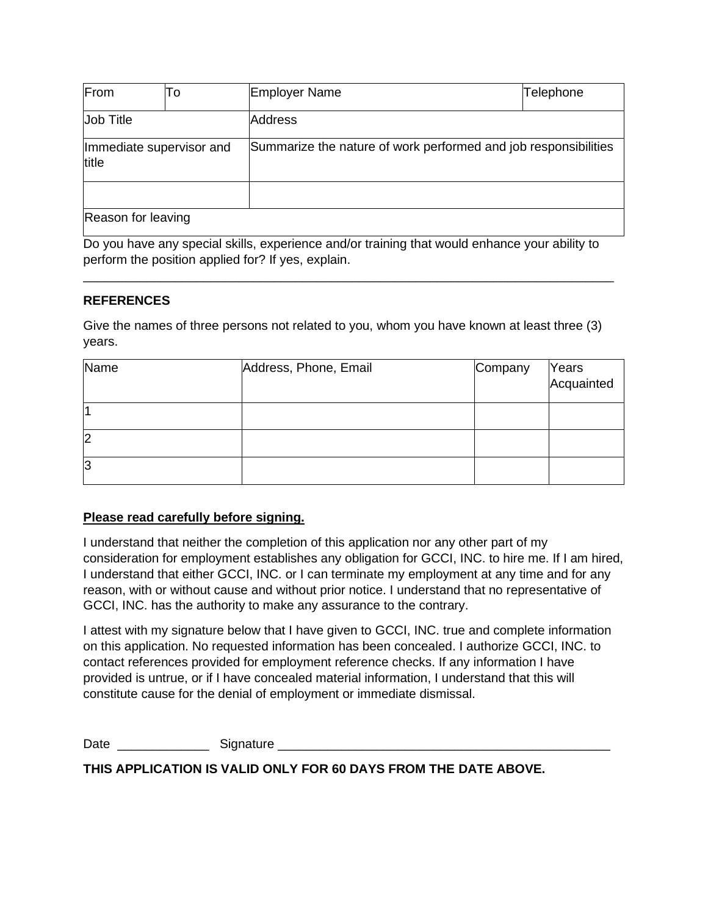| From | To | Employer Name | Telephone |
| --- | --- | --- | --- |
| Job Title | | Address | |
| Immediate supervisor and title | | Summarize the nature of work performed and job responsibilities | |
| | | | |
| Reason for leaving | | | |

Do you have any special skills, experience and/or training that would enhance your ability to perform the position applied for? If yes, explain.

______________________________________________________________________________

**REFERENCES**

Give the names of three persons not related to you, whom you have known at least three (3) years.

| Name | Address, Phone, Email | Company | Years Acquainted |
| --- | --- | --- | --- |
| 1 | | | |
| 2 | | | |
| 3 | | | |

**Please read carefully before signing.**

I understand that neither the completion of this application nor any other part of my consideration for employment establishes any obligation for GCCI, INC. to hire me. If I am hired, I understand that either GCCI, INC. or I can terminate my employment at any time and for any reason, with or without cause and without prior notice. I understand that no representative of GCCI, INC. has the authority to make any assurance to the contrary.

I attest with my signature below that I have given to GCCI, INC. true and complete information on this application. No requested information has been concealed. I authorize GCCI, INC. to contact references provided for employment reference checks. If any information I have provided is untrue, or if I have concealed material information, I understand that this will constitute cause for the denial of employment or immediate dismissal.

Date _____________ Signature _________________________________________________

**THIS APPLICATION IS VALID ONLY FOR 60 DAYS FROM THE DATE ABOVE.**